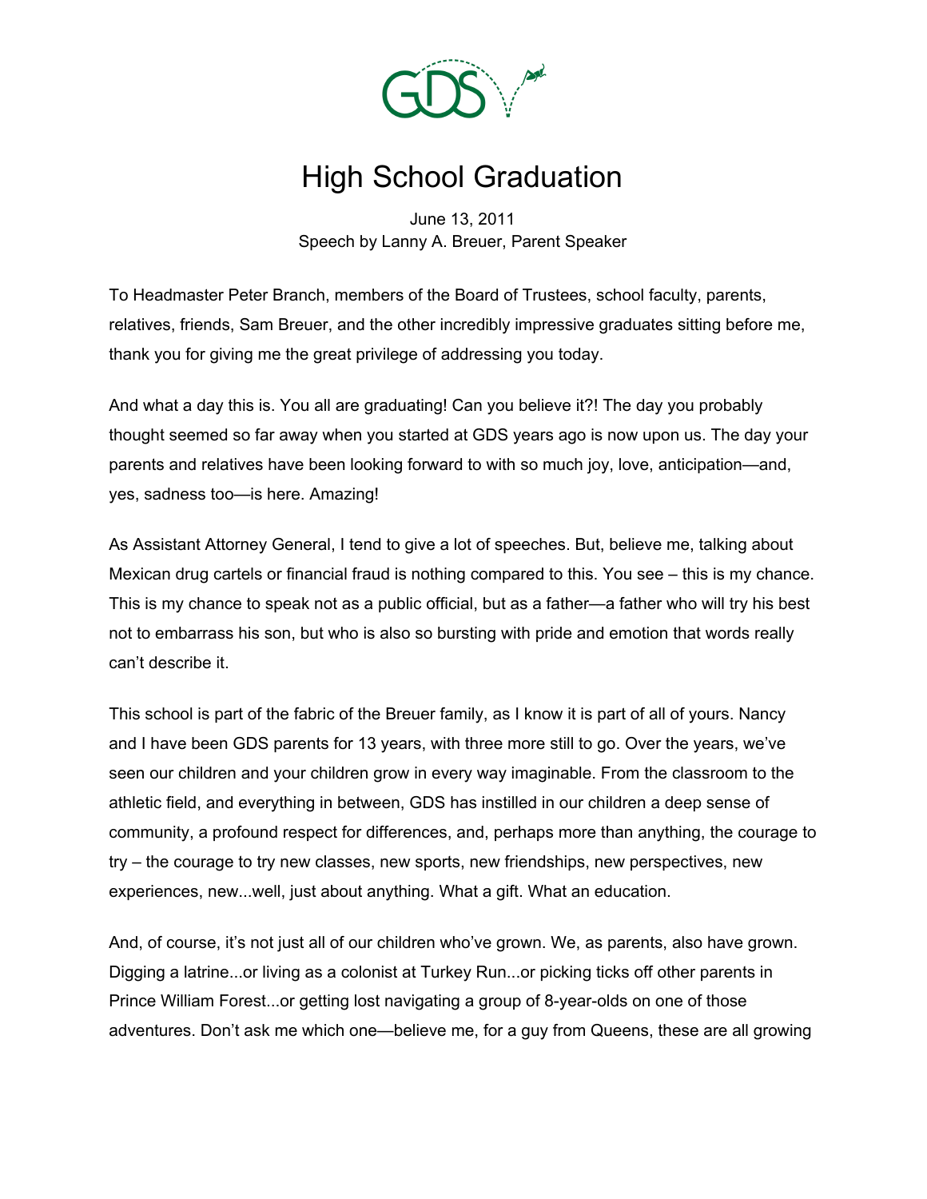# High School Graduation

June 13, 2011
Speech by Lanny A. Breuer, Parent Speaker

To Headmaster Peter Branch, members of the Board of Trustees, school faculty, parents, relatives, friends, Sam Breuer, and the other incredibly impressive graduates sitting before me, thank you for giving me the great privilege of addressing you today.

And what a day this is. You all are graduating! Can you believe it?! The day you probably thought seemed so far away when you started at GDS years ago is now upon us. The day your parents and relatives have been looking forward to with so much joy, love, anticipation—and, yes, sadness too—is here. Amazing!

As Assistant Attorney General, I tend to give a lot of speeches. But, believe me, talking about Mexican drug cartels or financial fraud is nothing compared to this. You see – this is my chance. This is my chance to speak not as a public official, but as a father—a father who will try his best not to embarrass his son, but who is also so bursting with pride and emotion that words really can't describe it.

This school is part of the fabric of the Breuer family, as I know it is part of all of yours. Nancy and I have been GDS parents for 13 years, with three more still to go. Over the years, we've seen our children and your children grow in every way imaginable. From the classroom to the athletic field, and everything in between, GDS has instilled in our children a deep sense of community, a profound respect for differences, and, perhaps more than anything, the courage to try – the courage to try new classes, new sports, new friendships, new perspectives, new experiences, new...well, just about anything. What a gift. What an education.

And, of course, it's not just all of our children who've grown. We, as parents, also have grown. Digging a latrine...or living as a colonist at Turkey Run...or picking ticks off other parents in Prince William Forest...or getting lost navigating a group of 8-year-olds on one of those adventures. Don't ask me which one—believe me, for a guy from Queens, these are all growing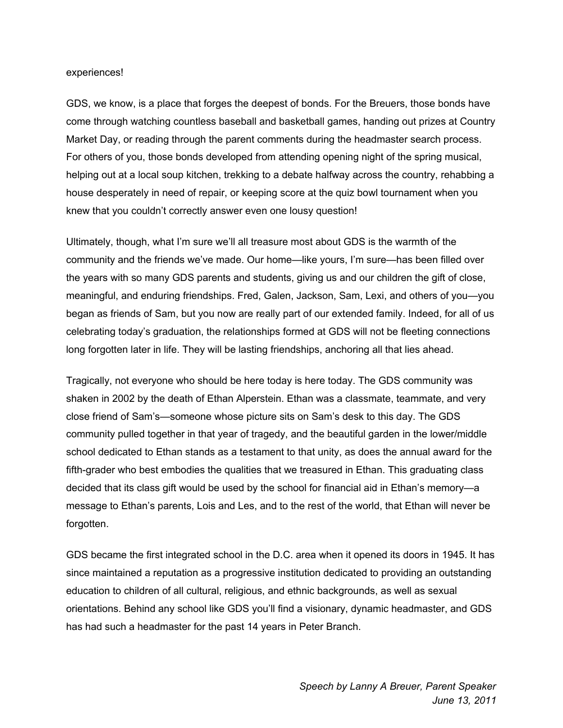experiences!

GDS, we know, is a place that forges the deepest of bonds. For the Breuers, those bonds have come through watching countless baseball and basketball games, handing out prizes at Country Market Day, or reading through the parent comments during the headmaster search process. For others of you, those bonds developed from attending opening night of the spring musical, helping out at a local soup kitchen, trekking to a debate halfway across the country, rehabbing a house desperately in need of repair, or keeping score at the quiz bowl tournament when you knew that you couldn't correctly answer even one lousy question!

Ultimately, though, what I'm sure we'll all treasure most about GDS is the warmth of the community and the friends we've made. Our home—like yours, I'm sure—has been filled over the years with so many GDS parents and students, giving us and our children the gift of close, meaningful, and enduring friendships. Fred, Galen, Jackson, Sam, Lexi, and others of you—you began as friends of Sam, but you now are really part of our extended family. Indeed, for all of us celebrating today's graduation, the relationships formed at GDS will not be fleeting connections long forgotten later in life. They will be lasting friendships, anchoring all that lies ahead.

Tragically, not everyone who should be here today is here today. The GDS community was shaken in 2002 by the death of Ethan Alperstein. Ethan was a classmate, teammate, and very close friend of Sam's—someone whose picture sits on Sam's desk to this day. The GDS community pulled together in that year of tragedy, and the beautiful garden in the lower/middle school dedicated to Ethan stands as a testament to that unity, as does the annual award for the fifth-grader who best embodies the qualities that we treasured in Ethan. This graduating class decided that its class gift would be used by the school for financial aid in Ethan's memory—a message to Ethan's parents, Lois and Les, and to the rest of the world, that Ethan will never be forgotten.

GDS became the first integrated school in the D.C. area when it opened its doors in 1945. It has since maintained a reputation as a progressive institution dedicated to providing an outstanding education to children of all cultural, religious, and ethnic backgrounds, as well as sexual orientations. Behind any school like GDS you'll find a visionary, dynamic headmaster, and GDS has had such a headmaster for the past 14 years in Peter Branch.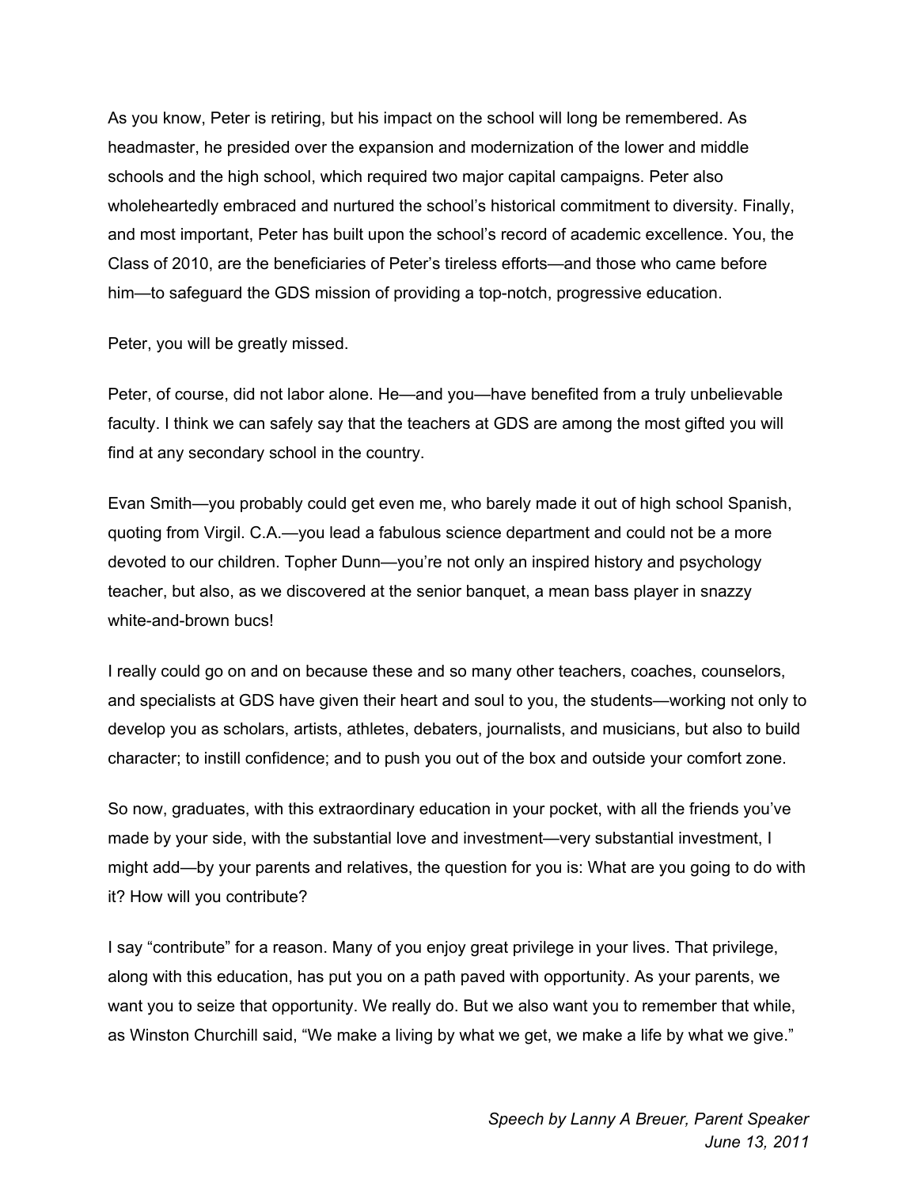As you know, Peter is retiring, but his impact on the school will long be remembered. As headmaster, he presided over the expansion and modernization of the lower and middle schools and the high school, which required two major capital campaigns. Peter also wholeheartedly embraced and nurtured the school's historical commitment to diversity. Finally, and most important, Peter has built upon the school's record of academic excellence. You, the Class of 2010, are the beneficiaries of Peter's tireless efforts—and those who came before him—to safeguard the GDS mission of providing a top-notch, progressive education.

Peter, you will be greatly missed.

Peter, of course, did not labor alone. He—and you—have benefited from a truly unbelievable faculty. I think we can safely say that the teachers at GDS are among the most gifted you will find at any secondary school in the country.

Evan Smith—you probably could get even me, who barely made it out of high school Spanish, quoting from Virgil. C.A.—you lead a fabulous science department and could not be a more devoted to our children. Topher Dunn—you're not only an inspired history and psychology teacher, but also, as we discovered at the senior banquet, a mean bass player in snazzy white-and-brown bucs!

I really could go on and on because these and so many other teachers, coaches, counselors, and specialists at GDS have given their heart and soul to you, the students—working not only to develop you as scholars, artists, athletes, debaters, journalists, and musicians, but also to build character; to instill confidence; and to push you out of the box and outside your comfort zone.

So now, graduates, with this extraordinary education in your pocket, with all the friends you've made by your side, with the substantial love and investment—very substantial investment, I might add—by your parents and relatives, the question for you is: What are you going to do with it? How will you contribute?

I say "contribute" for a reason. Many of you enjoy great privilege in your lives. That privilege, along with this education, has put you on a path paved with opportunity. As your parents, we want you to seize that opportunity. We really do. But we also want you to remember that while, as Winston Churchill said, "We make a living by what we get, we make a life by what we give."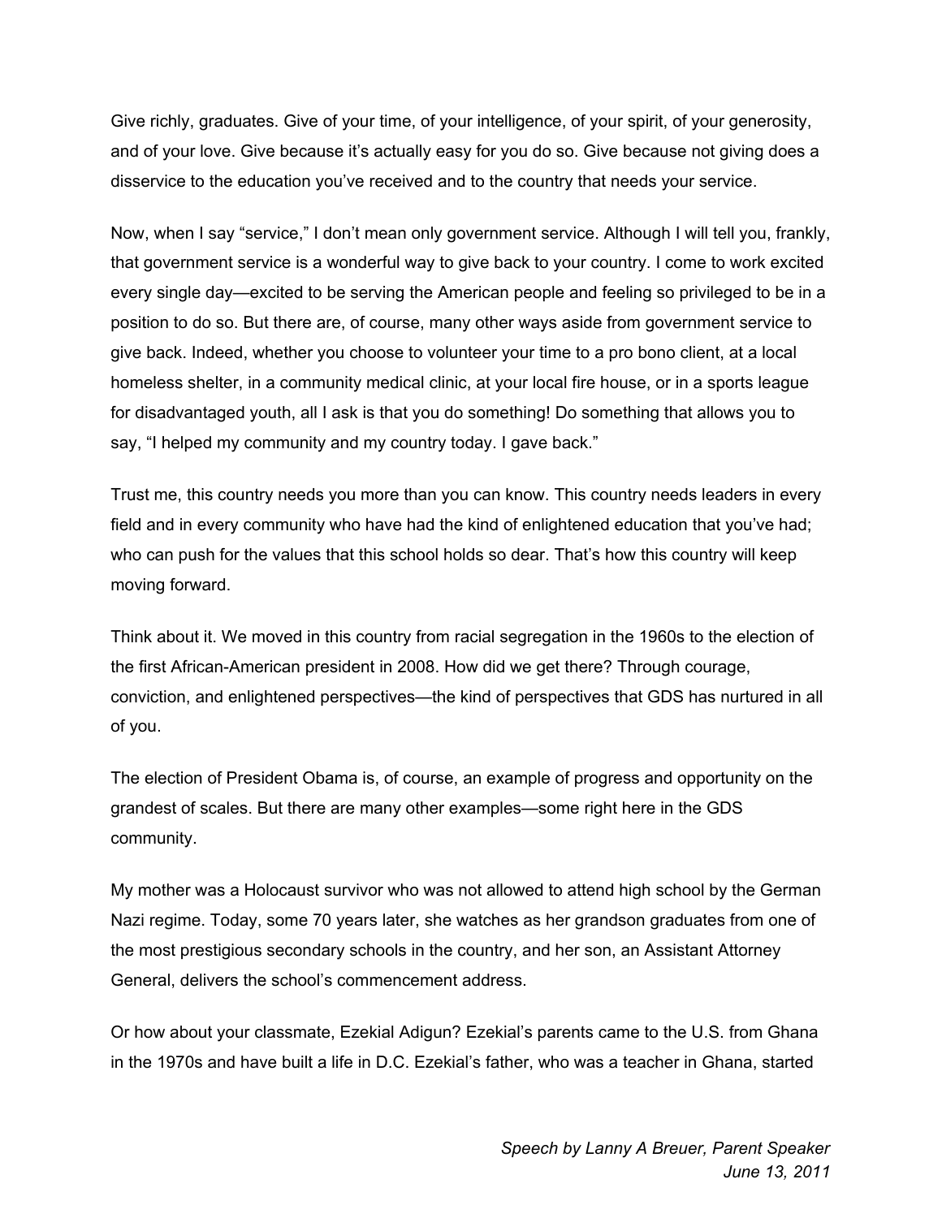Give richly, graduates. Give of your time, of your intelligence, of your spirit, of your generosity, and of your love. Give because it's actually easy for you do so. Give because not giving does a disservice to the education you've received and to the country that needs your service.

Now, when I say "service," I don't mean only government service. Although I will tell you, frankly, that government service is a wonderful way to give back to your country. I come to work excited every single day—excited to be serving the American people and feeling so privileged to be in a position to do so. But there are, of course, many other ways aside from government service to give back. Indeed, whether you choose to volunteer your time to a pro bono client, at a local homeless shelter, in a community medical clinic, at your local fire house, or in a sports league for disadvantaged youth, all I ask is that you do something! Do something that allows you to say, "I helped my community and my country today. I gave back."

Trust me, this country needs you more than you can know. This country needs leaders in every field and in every community who have had the kind of enlightened education that you've had; who can push for the values that this school holds so dear. That's how this country will keep moving forward.

Think about it. We moved in this country from racial segregation in the 1960s to the election of the first African-American president in 2008. How did we get there? Through courage, conviction, and enlightened perspectives—the kind of perspectives that GDS has nurtured in all of you.

The election of President Obama is, of course, an example of progress and opportunity on the grandest of scales. But there are many other examples—some right here in the GDS community.

My mother was a Holocaust survivor who was not allowed to attend high school by the German Nazi regime. Today, some 70 years later, she watches as her grandson graduates from one of the most prestigious secondary schools in the country, and her son, an Assistant Attorney General, delivers the school's commencement address.

Or how about your classmate, Ezekial Adigun? Ezekial's parents came to the U.S. from Ghana in the 1970s and have built a life in D.C. Ezekial's father, who was a teacher in Ghana, started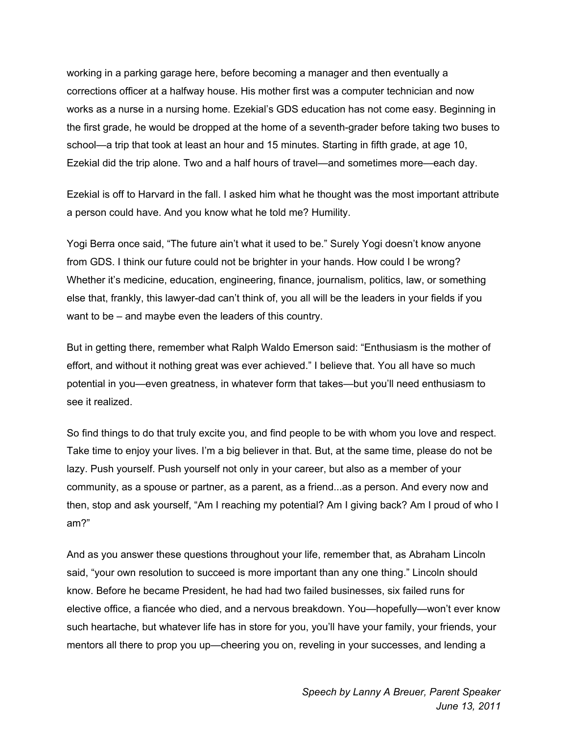working in a parking garage here, before becoming a manager and then eventually a corrections officer at a halfway house. His mother first was a computer technician and now works as a nurse in a nursing home. Ezekial's GDS education has not come easy. Beginning in the first grade, he would be dropped at the home of a seventh-grader before taking two buses to school—a trip that took at least an hour and 15 minutes. Starting in fifth grade, at age 10, Ezekial did the trip alone. Two and a half hours of travel—and sometimes more—each day.

Ezekial is off to Harvard in the fall. I asked him what he thought was the most important attribute a person could have. And you know what he told me? Humility.

Yogi Berra once said, "The future ain't what it used to be." Surely Yogi doesn't know anyone from GDS. I think our future could not be brighter in your hands. How could I be wrong? Whether it's medicine, education, engineering, finance, journalism, politics, law, or something else that, frankly, this lawyer-dad can't think of, you all will be the leaders in your fields if you want to be – and maybe even the leaders of this country.

But in getting there, remember what Ralph Waldo Emerson said: "Enthusiasm is the mother of effort, and without it nothing great was ever achieved." I believe that. You all have so much potential in you—even greatness, in whatever form that takes—but you'll need enthusiasm to see it realized.

So find things to do that truly excite you, and find people to be with whom you love and respect. Take time to enjoy your lives. I'm a big believer in that. But, at the same time, please do not be lazy. Push yourself. Push yourself not only in your career, but also as a member of your community, as a spouse or partner, as a parent, as a friend...as a person. And every now and then, stop and ask yourself, "Am I reaching my potential? Am I giving back? Am I proud of who I am?"

And as you answer these questions throughout your life, remember that, as Abraham Lincoln said, "your own resolution to succeed is more important than any one thing." Lincoln should know. Before he became President, he had had two failed businesses, six failed runs for elective office, a fiancée who died, and a nervous breakdown. You—hopefully—won't ever know such heartache, but whatever life has in store for you, you'll have your family, your friends, your mentors all there to prop you up—cheering you on, reveling in your successes, and lending a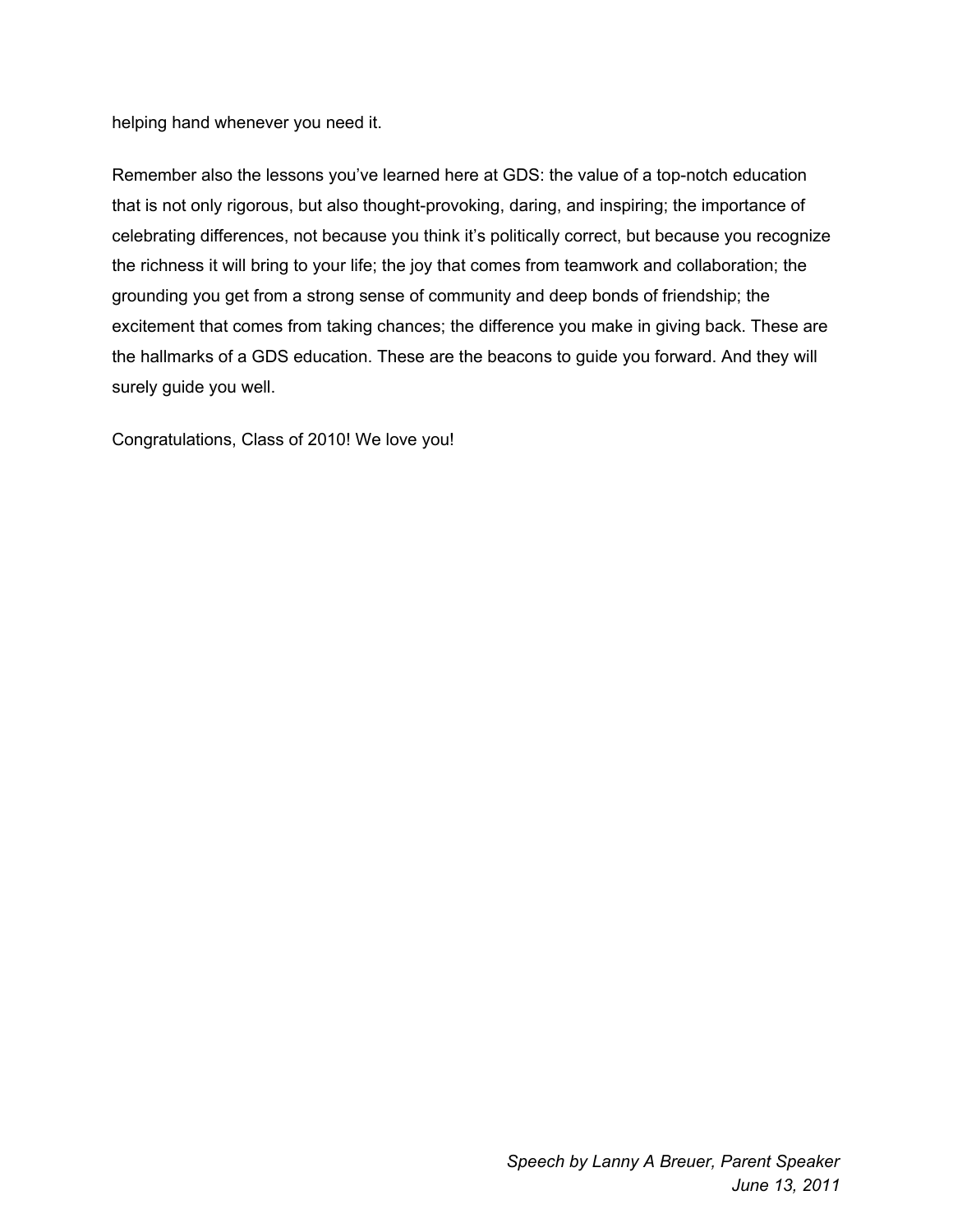helping hand whenever you need it.

Remember also the lessons you've learned here at GDS: the value of a top-notch education that is not only rigorous, but also thought-provoking, daring, and inspiring; the importance of celebrating differences, not because you think it's politically correct, but because you recognize the richness it will bring to your life; the joy that comes from teamwork and collaboration; the grounding you get from a strong sense of community and deep bonds of friendship; the excitement that comes from taking chances; the difference you make in giving back. These are the hallmarks of a GDS education. These are the beacons to guide you forward. And they will surely guide you well.

Congratulations, Class of 2010! We love you!

*Speech by Lanny A Breuer, Parent Speaker*
*June 13, 2011*